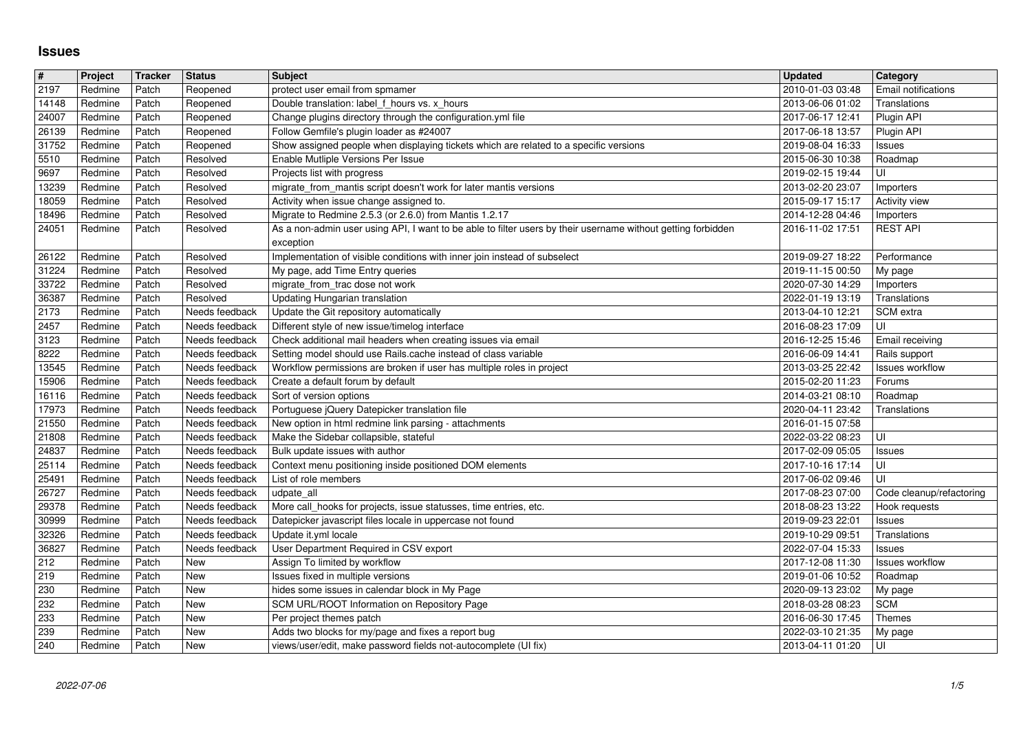# Issues

| # | Project | Tracker | Status | Subject | Updated | Category |
|---|---|---|---|---|---|---|
| 2197 | Redmine | Patch | Reopened | protect user email from spmamer | 2010-01-03 03:48 | Email notifications |
| 14148 | Redmine | Patch | Reopened | Double translation: label_f_hours vs. x_hours | 2013-06-06 01:02 | Translations |
| 24007 | Redmine | Patch | Reopened | Change plugins directory through the configuration.yml file | 2017-06-17 12:41 | Plugin API |
| 26139 | Redmine | Patch | Reopened | Follow Gemfile's plugin loader as #24007 | 2017-06-18 13:57 | Plugin API |
| 31752 | Redmine | Patch | Reopened | Show assigned people when displaying tickets which are related to a specific versions | 2019-08-04 16:33 | Issues |
| 5510 | Redmine | Patch | Resolved | Enable Mutliple Versions Per Issue | 2015-06-30 10:38 | Roadmap |
| 9697 | Redmine | Patch | Resolved | Projects list with progress | 2019-02-15 19:44 | UI |
| 13239 | Redmine | Patch | Resolved | migrate_from_mantis script doesn't work for later mantis versions | 2013-02-20 23:07 | Importers |
| 18059 | Redmine | Patch | Resolved | Activity when issue change assigned to. | 2015-09-17 15:17 | Activity view |
| 18496 | Redmine | Patch | Resolved | Migrate to Redmine 2.5.3 (or 2.6.0) from Mantis 1.2.17 | 2014-12-28 04:46 | Importers |
| 24051 | Redmine | Patch | Resolved | As a non-admin user using API, I want to be able to filter users by their username without getting forbidden exception | 2016-11-02 17:51 | REST API |
| 26122 | Redmine | Patch | Resolved | Implementation of visible conditions with inner join instead of subselect | 2019-09-27 18:22 | Performance |
| 31224 | Redmine | Patch | Resolved | My page, add Time Entry queries | 2019-11-15 00:50 | My page |
| 33722 | Redmine | Patch | Resolved | migrate_from_trac dose not work | 2020-07-30 14:29 | Importers |
| 36387 | Redmine | Patch | Resolved | Updating Hungarian translation | 2022-01-19 13:19 | Translations |
| 2173 | Redmine | Patch | Needs feedback | Update the Git repository automatically | 2013-04-10 12:21 | SCM extra |
| 2457 | Redmine | Patch | Needs feedback | Different style of new issue/timelog interface | 2016-08-23 17:09 | UI |
| 3123 | Redmine | Patch | Needs feedback | Check additional mail headers when creating issues via email | 2016-12-25 15:46 | Email receiving |
| 8222 | Redmine | Patch | Needs feedback | Setting model should use Rails.cache instead of class variable | 2016-06-09 14:41 | Rails support |
| 13545 | Redmine | Patch | Needs feedback | Workflow permissions are broken if user has multiple roles in project | 2013-03-25 22:42 | Issues workflow |
| 15906 | Redmine | Patch | Needs feedback | Create a default forum by default | 2015-02-20 11:23 | Forums |
| 16116 | Redmine | Patch | Needs feedback | Sort of version options | 2014-03-21 08:10 | Roadmap |
| 17973 | Redmine | Patch | Needs feedback | Portuguese jQuery Datepicker translation file | 2020-04-11 23:42 | Translations |
| 21550 | Redmine | Patch | Needs feedback | New option in html redmine link parsing - attachments | 2016-01-15 07:58 | |
| 21808 | Redmine | Patch | Needs feedback | Make the Sidebar collapsible, stateful | 2022-03-22 08:23 | UI |
| 24837 | Redmine | Patch | Needs feedback | Bulk update issues with author | 2017-02-09 05:05 | Issues |
| 25114 | Redmine | Patch | Needs feedback | Context menu positioning inside positioned DOM elements | 2017-10-16 17:14 | UI |
| 25491 | Redmine | Patch | Needs feedback | List of role members | 2017-06-02 09:46 | UI |
| 26727 | Redmine | Patch | Needs feedback | udpate_all | 2017-08-23 07:00 | Code cleanup/refactoring |
| 29378 | Redmine | Patch | Needs feedback | More call_hooks for projects, issue statusses, time entries, etc. | 2018-08-23 13:22 | Hook requests |
| 30999 | Redmine | Patch | Needs feedback | Datepicker javascript files locale in uppercase not found | 2019-09-23 22:01 | Issues |
| 32326 | Redmine | Patch | Needs feedback | Update it.yml locale | 2019-10-29 09:51 | Translations |
| 36827 | Redmine | Patch | Needs feedback | User Department Required in CSV export | 2022-07-04 15:33 | Issues |
| 212 | Redmine | Patch | New | Assign To limited by workflow | 2017-12-08 11:30 | Issues workflow |
| 219 | Redmine | Patch | New | Issues fixed in multiple versions | 2019-01-06 10:52 | Roadmap |
| 230 | Redmine | Patch | New | hides some issues in calendar block in My Page | 2020-09-13 23:02 | My page |
| 232 | Redmine | Patch | New | SCM URL/ROOT Information on Repository Page | 2018-03-28 08:23 | SCM |
| 233 | Redmine | Patch | New | Per project themes patch | 2016-06-30 17:45 | Themes |
| 239 | Redmine | Patch | New | Adds two blocks for my/page and fixes a report bug | 2022-03-10 21:35 | My page |
| 240 | Redmine | Patch | New | views/user/edit, make password fields not-autocomplete (UI fix) | 2013-04-11 01:20 | UI |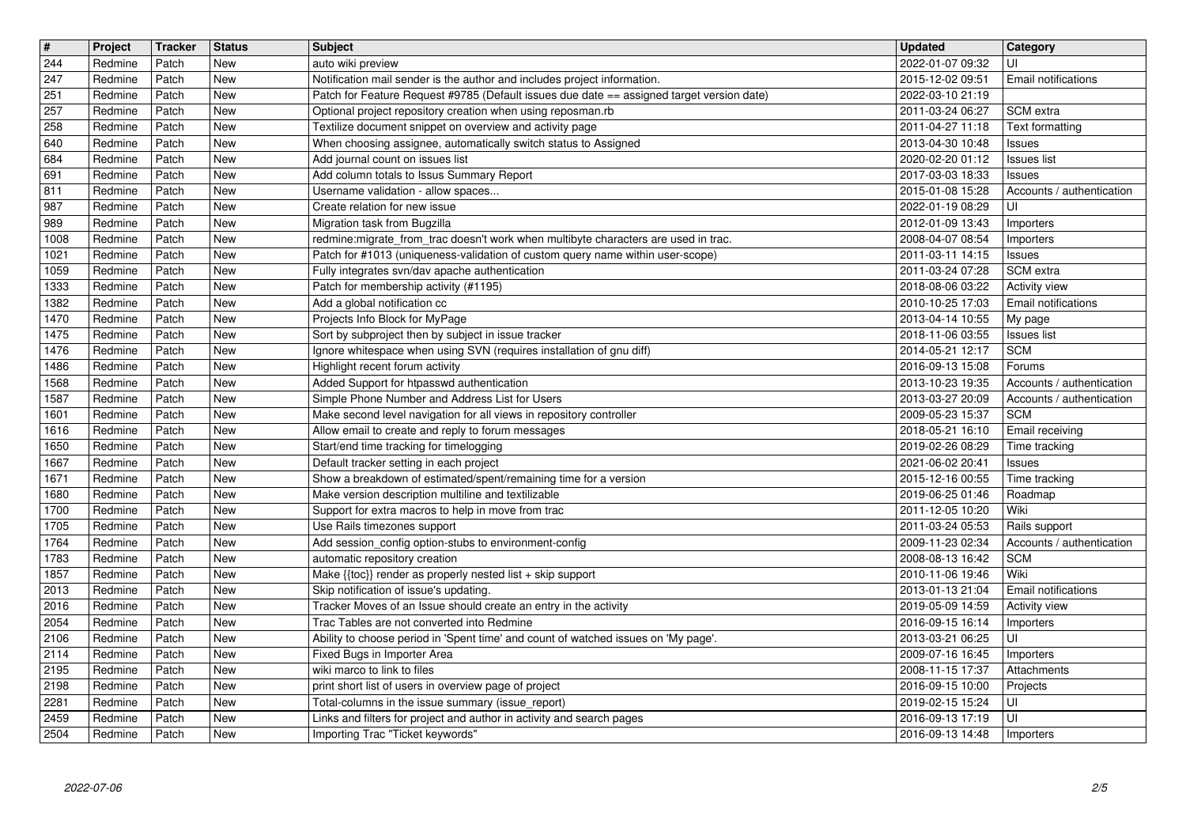| # | Project | Tracker | Status | Subject | Updated | Category |
|---|---|---|---|---|---|---|
| 244 | Redmine | Patch | New | auto wiki preview | 2022-01-07 09:32 | UI |
| 247 | Redmine | Patch | New | Notification mail sender is the author and includes project information. | 2015-12-02 09:51 | Email notifications |
| 251 | Redmine | Patch | New | Patch for Feature Request #9785 (Default issues due date == assigned target version date) | 2022-03-10 21:19 | |
| 257 | Redmine | Patch | New | Optional project repository creation when using reposman.rb | 2011-03-24 06:27 | SCM extra |
| 258 | Redmine | Patch | New | Textilize document snippet on overview and activity page | 2011-04-27 11:18 | Text formatting |
| 640 | Redmine | Patch | New | When choosing assignee, automatically switch status to Assigned | 2013-04-30 10:48 | Issues |
| 684 | Redmine | Patch | New | Add journal count on issues list | 2020-02-20 01:12 | Issues list |
| 691 | Redmine | Patch | New | Add column totals to Issus Summary Report | 2017-03-03 18:33 | Issues |
| 811 | Redmine | Patch | New | Username validation - allow spaces... | 2015-01-08 15:28 | Accounts / authentication |
| 987 | Redmine | Patch | New | Create relation for new issue | 2022-01-19 08:29 | UI |
| 989 | Redmine | Patch | New | Migration task from Bugzilla | 2012-01-09 13:43 | Importers |
| 1008 | Redmine | Patch | New | redmine:migrate_from_trac doesn't work when multibyte characters are used in trac. | 2008-04-07 08:54 | Importers |
| 1021 | Redmine | Patch | New | Patch for #1013 (uniqueness-validation of custom query name within user-scope) | 2011-03-11 14:15 | Issues |
| 1059 | Redmine | Patch | New | Fully integrates svn/dav apache authentication | 2011-03-24 07:28 | SCM extra |
| 1333 | Redmine | Patch | New | Patch for membership activity (#1195) | 2018-08-06 03:22 | Activity view |
| 1382 | Redmine | Patch | New | Add a global notification cc | 2010-10-25 17:03 | Email notifications |
| 1470 | Redmine | Patch | New | Projects Info Block for MyPage | 2013-04-14 10:55 | My page |
| 1475 | Redmine | Patch | New | Sort by subproject then by subject in issue tracker | 2018-11-06 03:55 | Issues list |
| 1476 | Redmine | Patch | New | Ignore whitespace when using SVN (requires installation of gnu diff) | 2014-05-21 12:17 | SCM |
| 1486 | Redmine | Patch | New | Highlight recent forum activity | 2016-09-13 15:08 | Forums |
| 1568 | Redmine | Patch | New | Added Support for htpasswd authentication | 2013-10-23 19:35 | Accounts / authentication |
| 1587 | Redmine | Patch | New | Simple Phone Number and Address List for Users | 2013-03-27 20:09 | Accounts / authentication |
| 1601 | Redmine | Patch | New | Make second level navigation for all views in repository controller | 2009-05-23 15:37 | SCM |
| 1616 | Redmine | Patch | New | Allow email to create and reply to forum messages | 2018-05-21 16:10 | Email receiving |
| 1650 | Redmine | Patch | New | Start/end time tracking for timelogging | 2019-02-26 08:29 | Time tracking |
| 1667 | Redmine | Patch | New | Default tracker setting in each project | 2021-06-02 20:41 | Issues |
| 1671 | Redmine | Patch | New | Show a breakdown of estimated/spent/remaining time for a version | 2015-12-16 00:55 | Time tracking |
| 1680 | Redmine | Patch | New | Make version description multiline and textilizable | 2019-06-25 01:46 | Roadmap |
| 1700 | Redmine | Patch | New | Support for extra macros to help in move from trac | 2011-12-05 10:20 | Wiki |
| 1705 | Redmine | Patch | New | Use Rails timezones support | 2011-03-24 05:53 | Rails support |
| 1764 | Redmine | Patch | New | Add session_config option-stubs to environment-config | 2009-11-23 02:34 | Accounts / authentication |
| 1783 | Redmine | Patch | New | automatic repository creation | 2008-08-13 16:42 | SCM |
| 1857 | Redmine | Patch | New | Make {{toc}} render as properly nested list + skip support | 2010-11-06 19:46 | Wiki |
| 2013 | Redmine | Patch | New | Skip notification of issue's updating. | 2013-01-13 21:04 | Email notifications |
| 2016 | Redmine | Patch | New | Tracker Moves of an Issue should create an entry in the activity | 2019-05-09 14:59 | Activity view |
| 2054 | Redmine | Patch | New | Trac Tables are not converted into Redmine | 2016-09-15 16:14 | Importers |
| 2106 | Redmine | Patch | New | Ability to choose period in 'Spent time' and count of watched issues on 'My page'. | 2013-03-21 06:25 | UI |
| 2114 | Redmine | Patch | New | Fixed Bugs in Importer Area | 2009-07-16 16:45 | Importers |
| 2195 | Redmine | Patch | New | wiki marco to link to files | 2008-11-15 17:37 | Attachments |
| 2198 | Redmine | Patch | New | print short list of users in overview page of project | 2016-09-15 10:00 | Projects |
| 2281 | Redmine | Patch | New | Total-columns in the issue summary (issue_report) | 2019-02-15 15:24 | UI |
| 2459 | Redmine | Patch | New | Links and filters for project and author in activity and search pages | 2016-09-13 17:19 | UI |
| 2504 | Redmine | Patch | New | Importing Trac "Ticket keywords" | 2016-09-13 14:48 | Importers |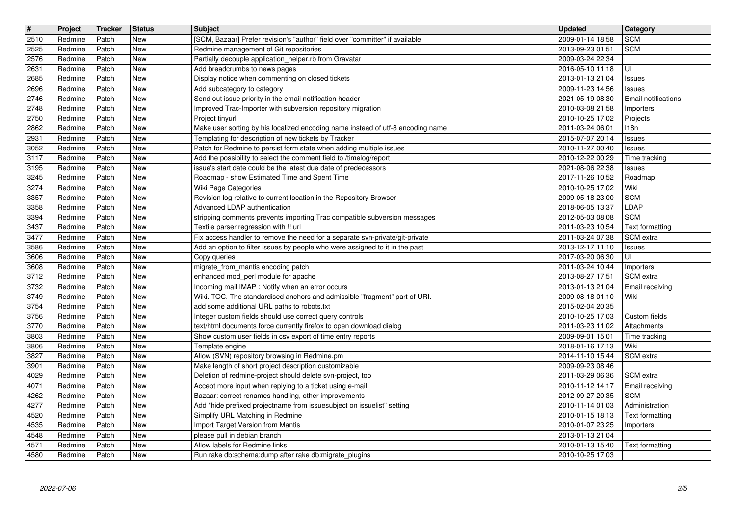| # | Project | Tracker | Status | Subject | Updated | Category |
|---|---|---|---|---|---|---|
| 2510 | Redmine | Patch | New | [SCM, Bazaar] Prefer revision's "author" field over "committer" if available | 2009-01-14 18:58 | SCM |
| 2525 | Redmine | Patch | New | Redmine management of Git repositories | 2013-09-23 01:51 | SCM |
| 2576 | Redmine | Patch | New | Partially decouple application_helper.rb from Gravatar | 2009-03-24 22:34 | |
| 2631 | Redmine | Patch | New | Add breadcrumbs to news pages | 2016-05-10 11:18 | UI |
| 2685 | Redmine | Patch | New | Display notice when commenting on closed tickets | 2013-01-13 21:04 | Issues |
| 2696 | Redmine | Patch | New | Add subcategory to category | 2009-11-23 14:56 | Issues |
| 2746 | Redmine | Patch | New | Send out issue priority in the email notification header | 2021-05-19 08:30 | Email notifications |
| 2748 | Redmine | Patch | New | Improved Trac-Importer with subversion repository migration | 2010-03-08 21:58 | Importers |
| 2750 | Redmine | Patch | New | Project tinyurl | 2010-10-25 17:02 | Projects |
| 2862 | Redmine | Patch | New | Make user sorting by his localized encoding name instead of utf-8 encoding name | 2011-03-24 06:01 | I18n |
| 2931 | Redmine | Patch | New | Templating for description of new tickets by Tracker | 2015-07-07 20:14 | Issues |
| 3052 | Redmine | Patch | New | Patch for Redmine to persist form state when adding multiple issues | 2010-11-27 00:40 | Issues |
| 3117 | Redmine | Patch | New | Add the possibility to select the comment field to /timelog/report | 2010-12-22 00:29 | Time tracking |
| 3195 | Redmine | Patch | New | issue's start date could be the latest due date of predecessors | 2021-08-06 22:38 | Issues |
| 3245 | Redmine | Patch | New | Roadmap - show Estimated Time and Spent Time | 2017-11-26 10:52 | Roadmap |
| 3274 | Redmine | Patch | New | Wiki Page Categories | 2010-10-25 17:02 | Wiki |
| 3357 | Redmine | Patch | New | Revision log relative to current location in the Repository Browser | 2009-05-18 23:00 | SCM |
| 3358 | Redmine | Patch | New | Advanced LDAP authentication | 2018-06-05 13:37 | LDAP |
| 3394 | Redmine | Patch | New | stripping comments prevents importing Trac compatible subversion messages | 2012-05-03 08:08 | SCM |
| 3437 | Redmine | Patch | New | Textile parser regression with !! url | 2011-03-23 10:54 | Text formatting |
| 3477 | Redmine | Patch | New | Fix access handler to remove the need for a separate svn-private/git-private | 2011-03-24 07:38 | SCM extra |
| 3586 | Redmine | Patch | New | Add an option to filter issues by people who were assigned to it in the past | 2013-12-17 11:10 | Issues |
| 3606 | Redmine | Patch | New | Copy queries | 2017-03-20 06:30 | UI |
| 3608 | Redmine | Patch | New | migrate_from_mantis encoding patch | 2011-03-24 10:44 | Importers |
| 3712 | Redmine | Patch | New | enhanced mod_perl module for apache | 2013-08-27 17:51 | SCM extra |
| 3732 | Redmine | Patch | New | Incoming mail IMAP : Notify when an error occurs | 2013-01-13 21:04 | Email receiving |
| 3749 | Redmine | Patch | New | Wiki. TOC. The standardised anchors and admissible "fragment" part of URI. | 2009-08-18 01:10 | Wiki |
| 3754 | Redmine | Patch | New | add some additional URL paths to robots.txt | 2015-02-04 20:35 | |
| 3756 | Redmine | Patch | New | Integer custom fields should use correct query controls | 2010-10-25 17:03 | Custom fields |
| 3770 | Redmine | Patch | New | text/html documents force currently firefox to open download dialog | 2011-03-23 11:02 | Attachments |
| 3803 | Redmine | Patch | New | Show custom user fields in csv export of time entry reports | 2009-09-01 15:01 | Time tracking |
| 3806 | Redmine | Patch | New | Template engine | 2018-01-16 17:13 | Wiki |
| 3827 | Redmine | Patch | New | Allow (SVN) repository browsing in Redmine.pm | 2014-11-10 15:44 | SCM extra |
| 3901 | Redmine | Patch | New | Make length of short project description customizable | 2009-09-23 08:46 | |
| 4029 | Redmine | Patch | New | Deletion of redmine-project should delete svn-project, too | 2011-03-29 06:36 | SCM extra |
| 4071 | Redmine | Patch | New | Accept more input when replying to a ticket using e-mail | 2010-11-12 14:17 | Email receiving |
| 4262 | Redmine | Patch | New | Bazaar: correct renames handling, other improvements | 2012-09-27 20:35 | SCM |
| 4277 | Redmine | Patch | New | Add "hide prefixed projectname from issuesubject on issuelist" setting | 2010-11-14 01:03 | Administration |
| 4520 | Redmine | Patch | New | Simplify URL Matching in Redmine | 2010-01-15 18:13 | Text formatting |
| 4535 | Redmine | Patch | New | Import Target Version from Mantis | 2010-01-07 23:25 | Importers |
| 4548 | Redmine | Patch | New | please pull in debian branch | 2013-01-13 21:04 | |
| 4571 | Redmine | Patch | New | Allow labels for Redmine links | 2010-01-13 15:40 | Text formatting |
| 4580 | Redmine | Patch | New | Run rake db:schema:dump after rake db:migrate_plugins | 2010-10-25 17:03 | |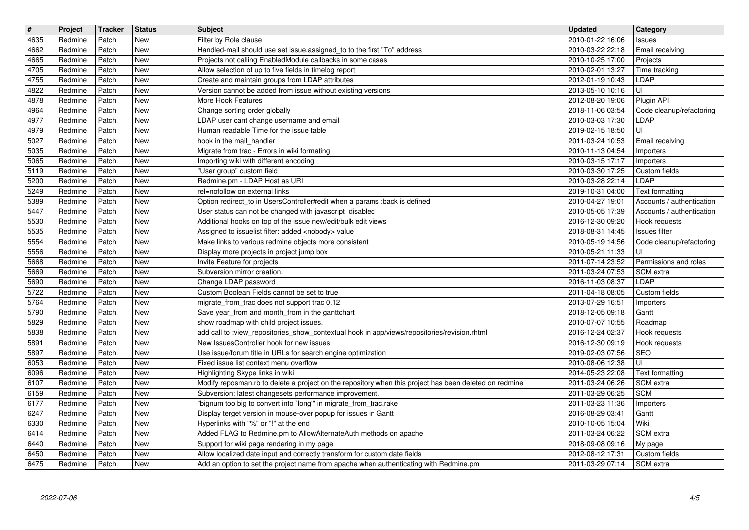| # | Project | Tracker | Status | Subject | Updated | Category |
|---|---|---|---|---|---|---|
| 4635 | Redmine | Patch | New | Filter by Role clause | 2010-01-22 16:06 | Issues |
| 4662 | Redmine | Patch | New | Handled-mail should use set issue.assigned_to to the first "To" address | 2010-03-22 22:18 | Email receiving |
| 4665 | Redmine | Patch | New | Projects not calling EnabledModule callbacks in some cases | 2010-10-25 17:00 | Projects |
| 4705 | Redmine | Patch | New | Allow selection of up to five fields in timelog report | 2010-02-01 13:27 | Time tracking |
| 4755 | Redmine | Patch | New | Create and maintain groups from LDAP attributes | 2012-01-19 10:43 | LDAP |
| 4822 | Redmine | Patch | New | Version cannot be added from issue without existing versions | 2013-05-10 10:16 | UI |
| 4878 | Redmine | Patch | New | More Hook Features | 2012-08-20 19:06 | Plugin API |
| 4964 | Redmine | Patch | New | Change sorting order globally | 2018-11-06 03:54 | Code cleanup/refactoring |
| 4977 | Redmine | Patch | New | LDAP user cant change username and email | 2010-03-03 17:30 | LDAP |
| 4979 | Redmine | Patch | New | Human readable Time for the issue table | 2019-02-15 18:50 | UI |
| 5027 | Redmine | Patch | New | hook in the mail_handler | 2011-03-24 10:53 | Email receiving |
| 5035 | Redmine | Patch | New | Migrate from trac - Errors in wiki formating | 2010-11-13 04:54 | Importers |
| 5065 | Redmine | Patch | New | Importing wiki with different encoding | 2010-03-15 17:17 | Importers |
| 5119 | Redmine | Patch | New | "User group" custom field | 2010-03-30 17:25 | Custom fields |
| 5200 | Redmine | Patch | New | Redmine.pm - LDAP Host as URI | 2010-03-28 22:14 | LDAP |
| 5249 | Redmine | Patch | New | rel=nofollow on external links | 2019-10-31 04:00 | Text formatting |
| 5389 | Redmine | Patch | New | Option redirect_to in UsersController#edit when a params :back is defined | 2010-04-27 19:01 | Accounts / authentication |
| 5447 | Redmine | Patch | New | User status can not be changed with javascript disabled | 2010-05-05 17:39 | Accounts / authentication |
| 5530 | Redmine | Patch | New | Additional hooks on top of the issue new/edit/bulk edit views | 2016-12-30 09:20 | Hook requests |
| 5535 | Redmine | Patch | New | Assigned to issuelist filter: added <nobody> value | 2018-08-31 14:45 | Issues filter |
| 5554 | Redmine | Patch | New | Make links to various redmine objects more consistent | 2010-05-19 14:56 | Code cleanup/refactoring |
| 5556 | Redmine | Patch | New | Display more projects in project jump box | 2010-05-21 11:33 | UI |
| 5668 | Redmine | Patch | New | Invite Feature for projects | 2011-07-14 23:52 | Permissions and roles |
| 5669 | Redmine | Patch | New | Subversion mirror creation. | 2011-03-24 07:53 | SCM extra |
| 5690 | Redmine | Patch | New | Change LDAP password | 2016-11-03 08:37 | LDAP |
| 5722 | Redmine | Patch | New | Custom Boolean Fields cannot be set to true | 2011-04-18 08:05 | Custom fields |
| 5764 | Redmine | Patch | New | migrate_from_trac does not support trac 0.12 | 2013-07-29 16:51 | Importers |
| 5790 | Redmine | Patch | New | Save year_from and month_from in the ganttchart | 2018-12-05 09:18 | Gantt |
| 5829 | Redmine | Patch | New | show roadmap with child project issues. | 2010-07-07 10:55 | Roadmap |
| 5838 | Redmine | Patch | New | add call to :view_repositories_show_contextual hook in app/views/repositories/revision.rhtml | 2016-12-24 02:37 | Hook requests |
| 5891 | Redmine | Patch | New | New IssuesController hook for new issues | 2016-12-30 09:19 | Hook requests |
| 5897 | Redmine | Patch | New | Use issue/forum title in URLs for search engine optimization | 2019-02-03 07:56 | SEO |
| 6053 | Redmine | Patch | New | Fixed issue list context menu overflow | 2010-08-06 12:38 | UI |
| 6096 | Redmine | Patch | New | Highlighting Skype links in wiki | 2014-05-23 22:08 | Text formatting |
| 6107 | Redmine | Patch | New | Modify reposman.rb to delete a project on the repository when this project has been deleted on redmine | 2011-03-24 06:26 | SCM extra |
| 6159 | Redmine | Patch | New | Subversion: latest changesets performance improvement. | 2011-03-29 06:25 | SCM |
| 6177 | Redmine | Patch | New | "bignum too big to convert into `long'" in migrate_from_trac.rake | 2011-03-23 11:36 | Importers |
| 6247 | Redmine | Patch | New | Display terget version in mouse-over popup for issues in Gantt | 2016-08-29 03:41 | Gantt |
| 6330 | Redmine | Patch | New | Hyperlinks with "%" or "!" at the end | 2010-10-05 15:04 | Wiki |
| 6414 | Redmine | Patch | New | Added FLAG to Redmine.pm to AllowAlternateAuth methods on apache | 2011-03-24 06:22 | SCM extra |
| 6440 | Redmine | Patch | New | Support for wiki page rendering in my page | 2018-09-08 09:16 | My page |
| 6450 | Redmine | Patch | New | Allow localized date input and correctly transform for custom date fields | 2012-08-12 17:31 | Custom fields |
| 6475 | Redmine | Patch | New | Add an option to set the project name from apache when authenticating with Redmine.pm | 2011-03-29 07:14 | SCM extra |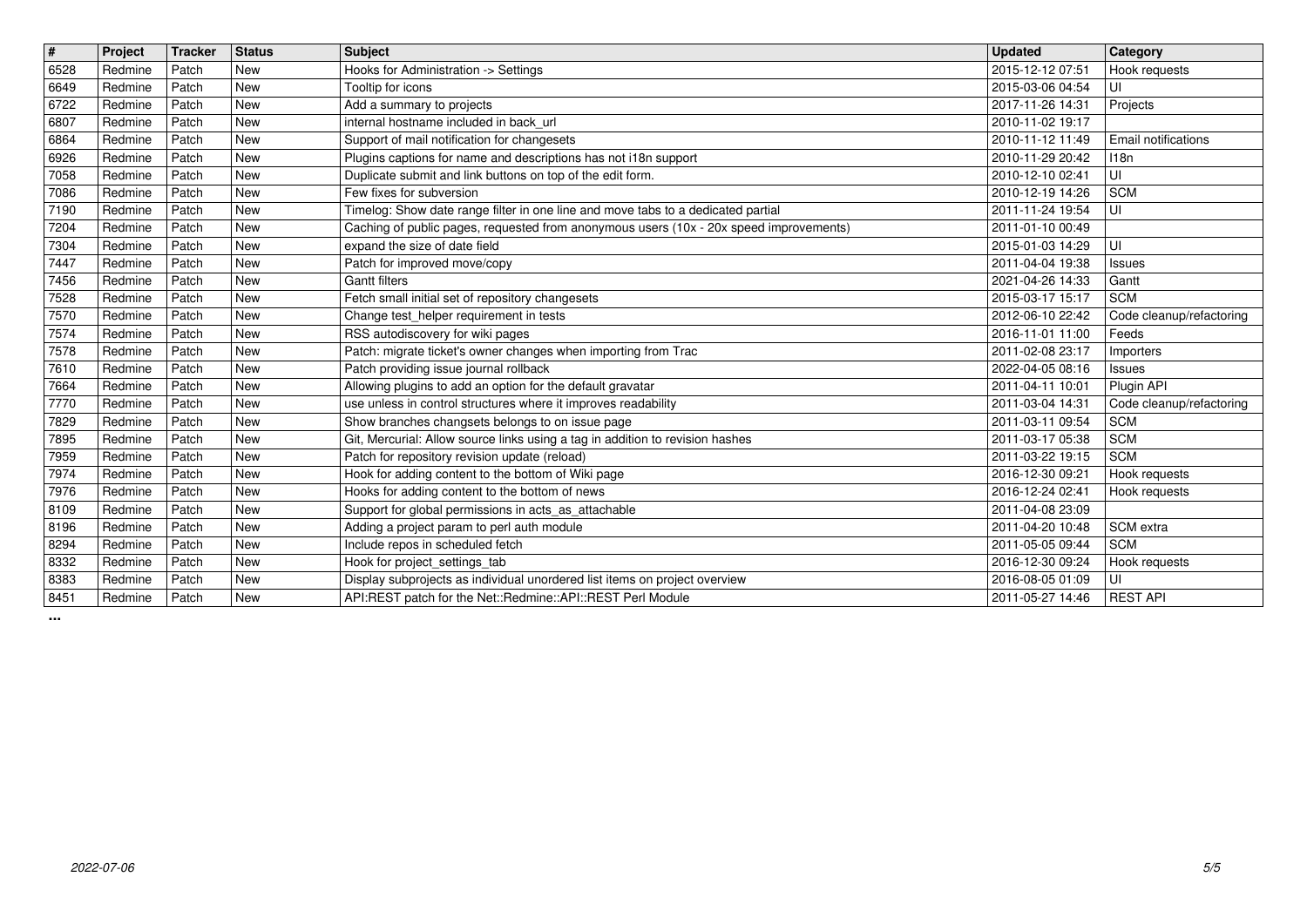| # | Project | Tracker | Status | Subject | Updated | Category |
|---|---|---|---|---|---|---|
| 6528 | Redmine | Patch | New | Hooks for Administration -> Settings | 2015-12-12 07:51 | Hook requests |
| 6649 | Redmine | Patch | New | Tooltip for icons | 2015-03-06 04:54 | UI |
| 6722 | Redmine | Patch | New | Add a summary to projects | 2017-11-26 14:31 | Projects |
| 6807 | Redmine | Patch | New | internal hostname included in back_url | 2010-11-02 19:17 | |
| 6864 | Redmine | Patch | New | Support of mail notification for changesets | 2010-11-12 11:49 | Email notifications |
| 6926 | Redmine | Patch | New | Plugins captions for name and descriptions has not i18n support | 2010-11-29 20:42 | I18n |
| 7058 | Redmine | Patch | New | Duplicate submit and link buttons on top of the edit form. | 2010-12-10 02:41 | UI |
| 7086 | Redmine | Patch | New | Few fixes for subversion | 2010-12-19 14:26 | SCM |
| 7190 | Redmine | Patch | New | Timelog: Show date range filter in one line and move tabs to a dedicated partial | 2011-11-24 19:54 | UI |
| 7204 | Redmine | Patch | New | Caching of public pages, requested from anonymous users (10x - 20x speed improvements) | 2011-01-10 00:49 | |
| 7304 | Redmine | Patch | New | expand the size of date field | 2015-01-03 14:29 | UI |
| 7447 | Redmine | Patch | New | Patch for improved move/copy | 2011-04-04 19:38 | Issues |
| 7456 | Redmine | Patch | New | Gantt filters | 2021-04-26 14:33 | Gantt |
| 7528 | Redmine | Patch | New | Fetch small initial set of repository changesets | 2015-03-17 15:17 | SCM |
| 7570 | Redmine | Patch | New | Change test_helper requirement in tests | 2012-06-10 22:42 | Code cleanup/refactoring |
| 7574 | Redmine | Patch | New | RSS autodiscovery for wiki pages | 2016-11-01 11:00 | Feeds |
| 7578 | Redmine | Patch | New | Patch: migrate ticket's owner changes when importing from Trac | 2011-02-08 23:17 | Importers |
| 7610 | Redmine | Patch | New | Patch providing issue journal rollback | 2022-04-05 08:16 | Issues |
| 7664 | Redmine | Patch | New | Allowing plugins to add an option for the default gravatar | 2011-04-11 10:01 | Plugin API |
| 7770 | Redmine | Patch | New | use unless in control structures where it improves readability | 2011-03-04 14:31 | Code cleanup/refactoring |
| 7829 | Redmine | Patch | New | Show branches changesets belongs to on issue page | 2011-03-11 09:54 | SCM |
| 7895 | Redmine | Patch | New | Git, Mercurial: Allow source links using a tag in addition to revision hashes | 2011-03-17 05:38 | SCM |
| 7959 | Redmine | Patch | New | Patch for repository revision update (reload) | 2011-03-22 19:15 | SCM |
| 7974 | Redmine | Patch | New | Hook for adding content to the bottom of Wiki page | 2016-12-30 09:21 | Hook requests |
| 7976 | Redmine | Patch | New | Hooks for adding content to the bottom of news | 2016-12-24 02:41 | Hook requests |
| 8109 | Redmine | Patch | New | Support for global permissions in acts_as_attachable | 2011-04-08 23:09 | |
| 8196 | Redmine | Patch | New | Adding a project param to perl auth module | 2011-04-20 10:48 | SCM extra |
| 8294 | Redmine | Patch | New | Include repos in scheduled fetch | 2011-05-05 09:44 | SCM |
| 8332 | Redmine | Patch | New | Hook for project_settings_tab | 2016-12-30 09:24 | Hook requests |
| 8383 | Redmine | Patch | New | Display subprojects as individual unordered list items on project overview | 2016-08-05 01:09 | UI |
| 8451 | Redmine | Patch | New | API:REST patch for the Net::Redmine::API::REST Perl Module | 2011-05-27 14:46 | REST API |

...